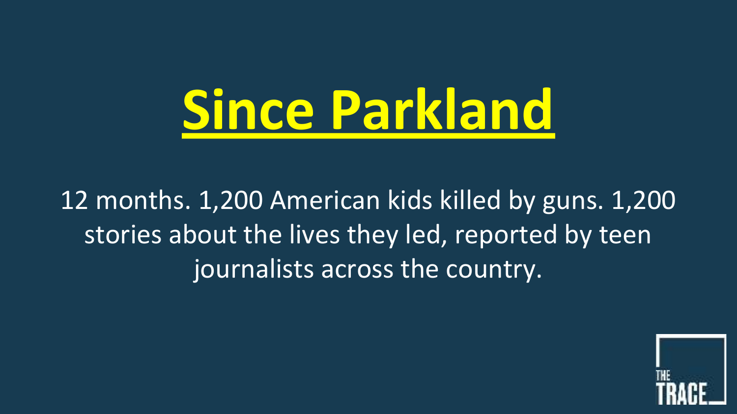# Since Parkland

12 months. 1,200 American kids killed by guns. 1,200 stories about the lives they led, reported by teen journalists across the country.

THE TRACE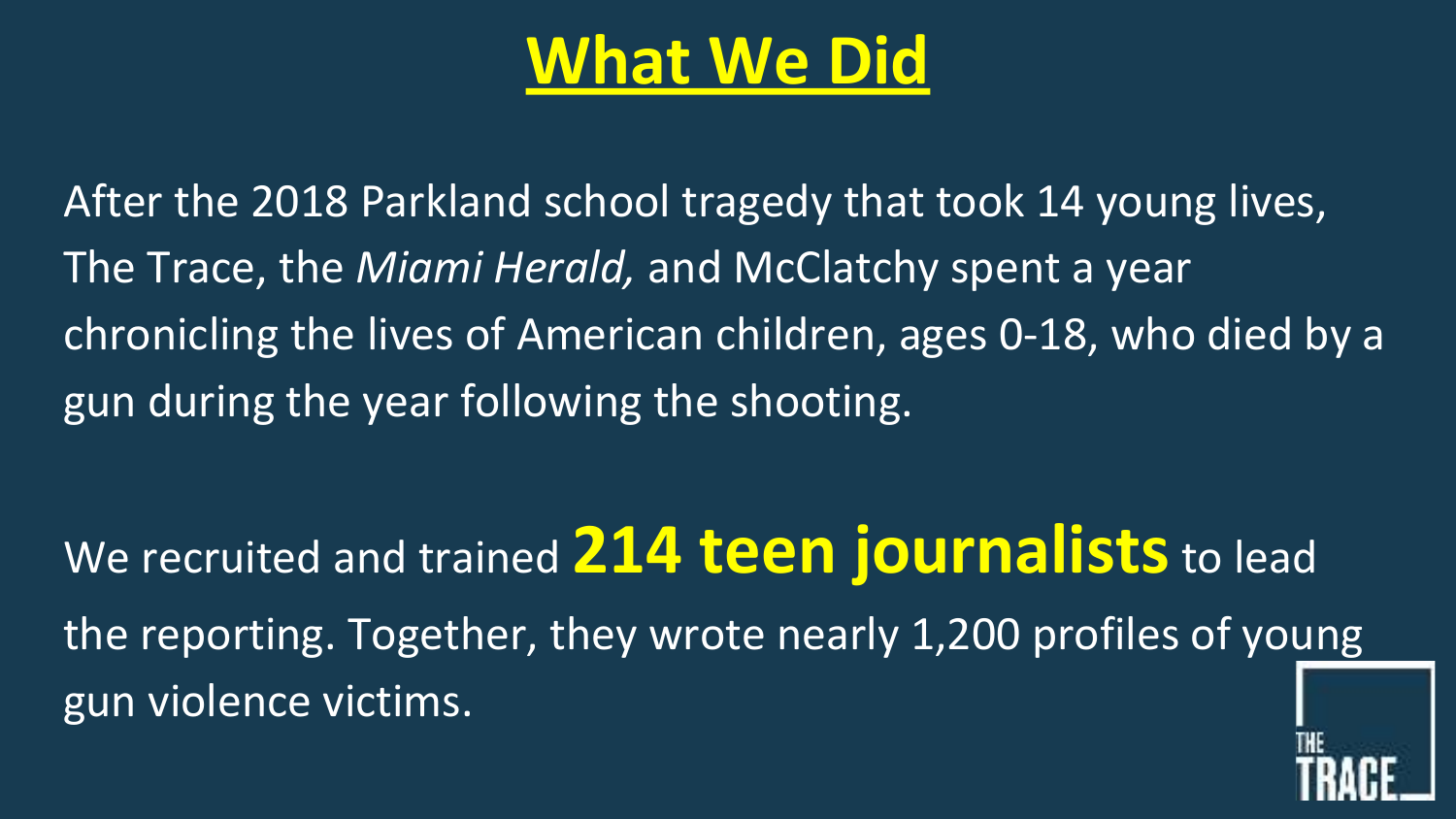# What We Did

After the 2018 Parkland school tragedy that took 14 young lives, The Trace, the *Miami Herald,* and McClatchy spent a year chronicling the lives of American children, ages 0-18, who died by a gun during the year following the shooting.

We recruited and trained **214 teen journalists** to lead the reporting. Together, they wrote nearly 1,200 profiles of young gun violence victims.

THE TRACE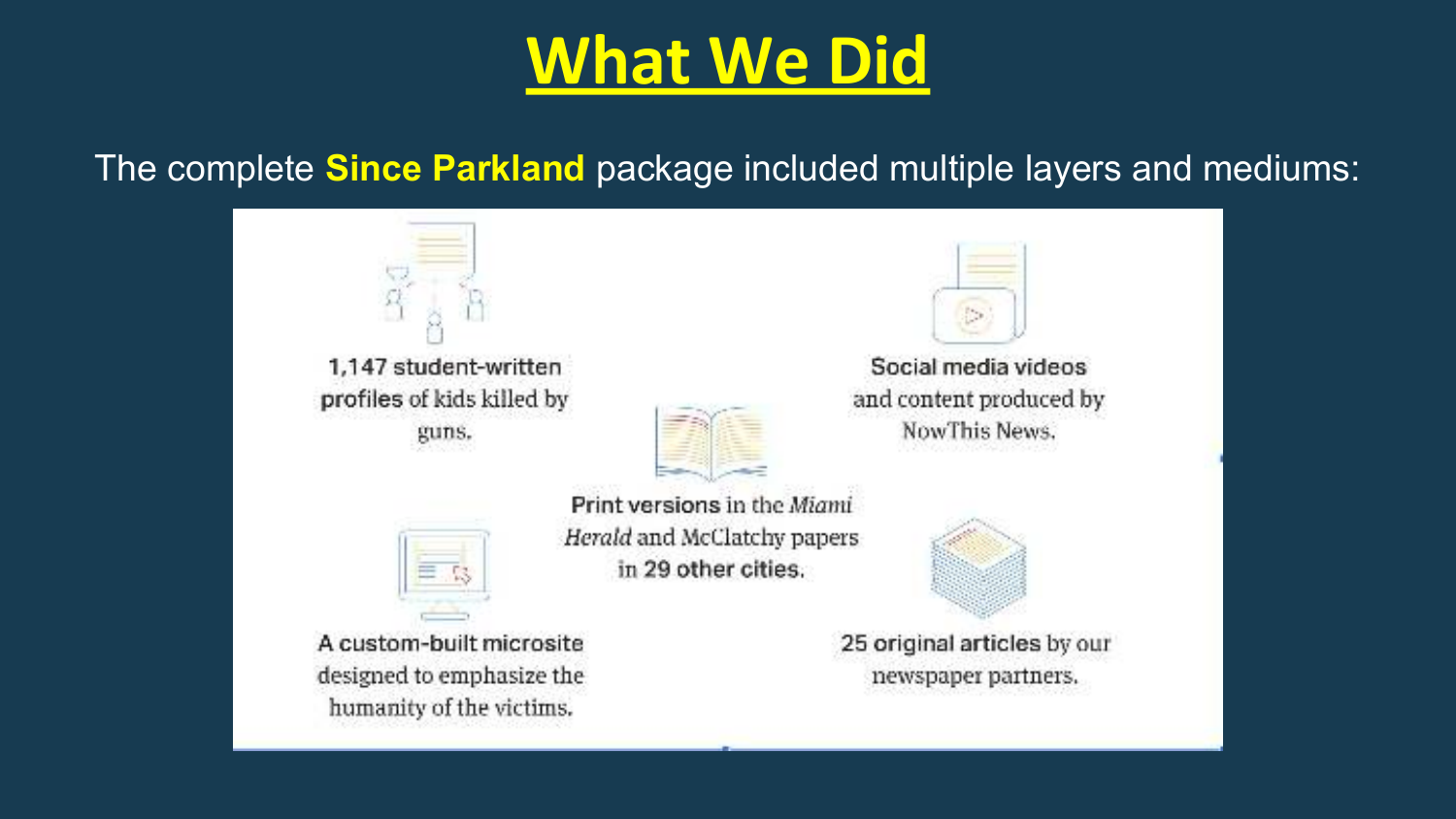# What We Did

The complete **Since Parkland** package included multiple layers and mediums:

- **1,147 student-written profiles** of kids killed by guns.
- **Social media videos** and content produced by NowThis News.
- **Print versions** in the *Miami Herald* and McClatchy papers **in 29 other cities.**
- **A custom-built microsite** designed to emphasize the humanity of the victims.
- **25 original articles** by our newspaper partners.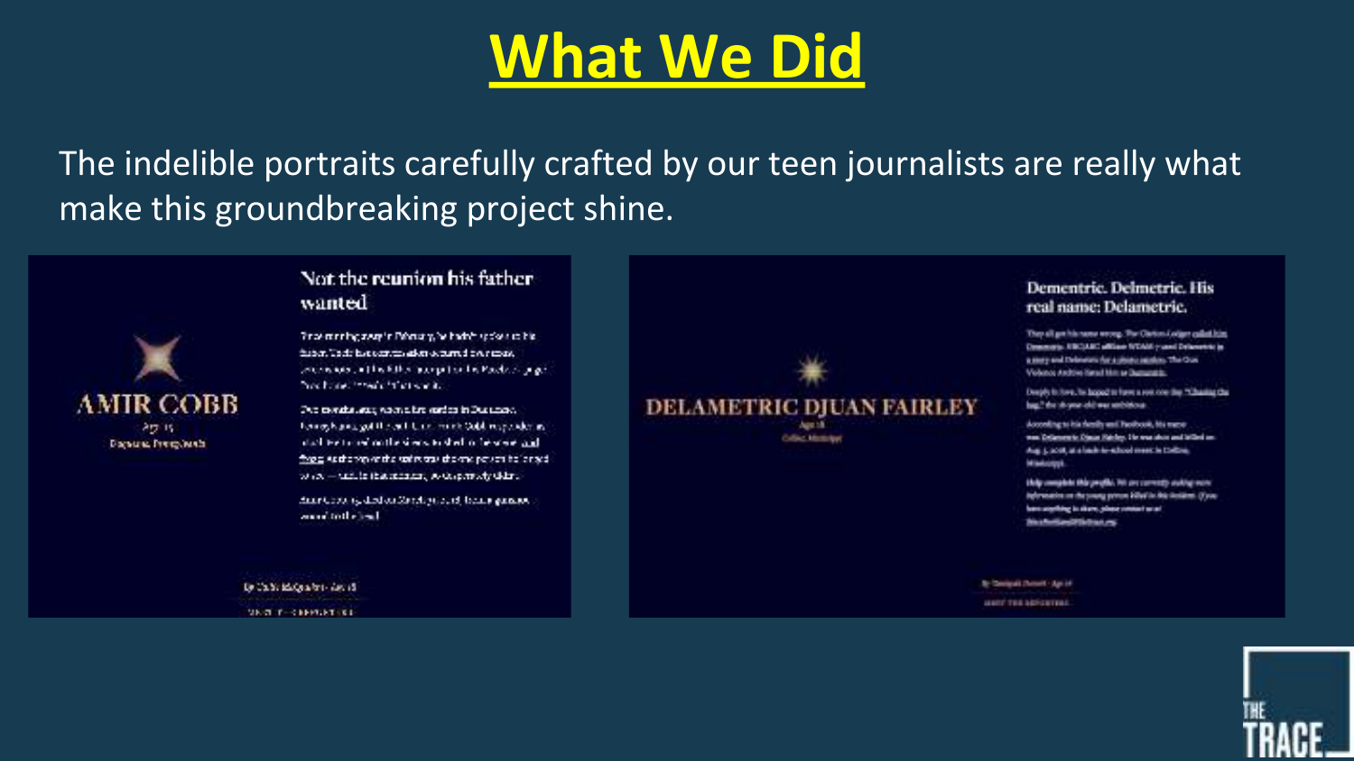# What We Did

The indelible portraits carefully crafted by our teen journalists are really what make this groundbreaking project shine.

AMIR COBB

Age 15

Duquesne, Pennsylvania

## Not the reunion his father wanted

DELAMETRIC DJUAN FAIRLEY

Age 18

Collins, Mississippi

## Dementric. Delmetric. His real name: Delametric.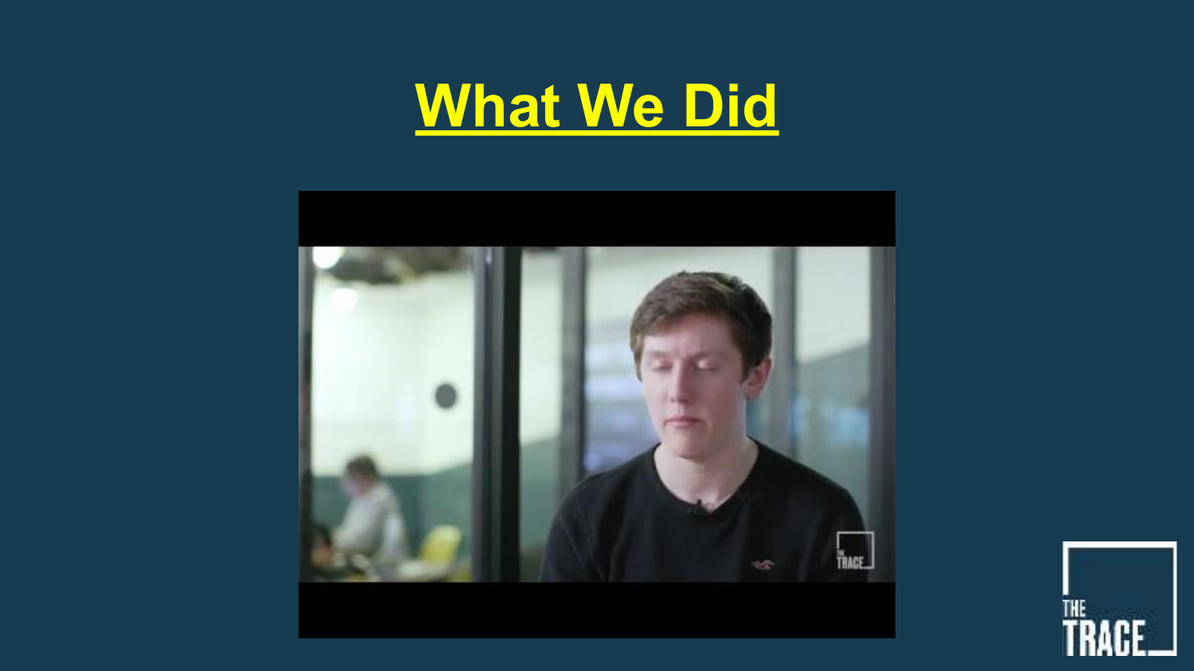# What We Did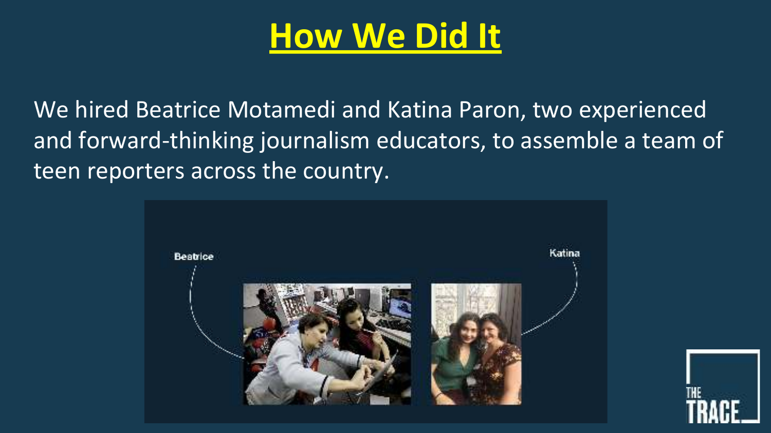# How We Did It

We hired Beatrice Motamedi and Katina Paron, two experienced and forward-thinking journalism educators, to assemble a team of teen reporters across the country.

Beatrice

Katina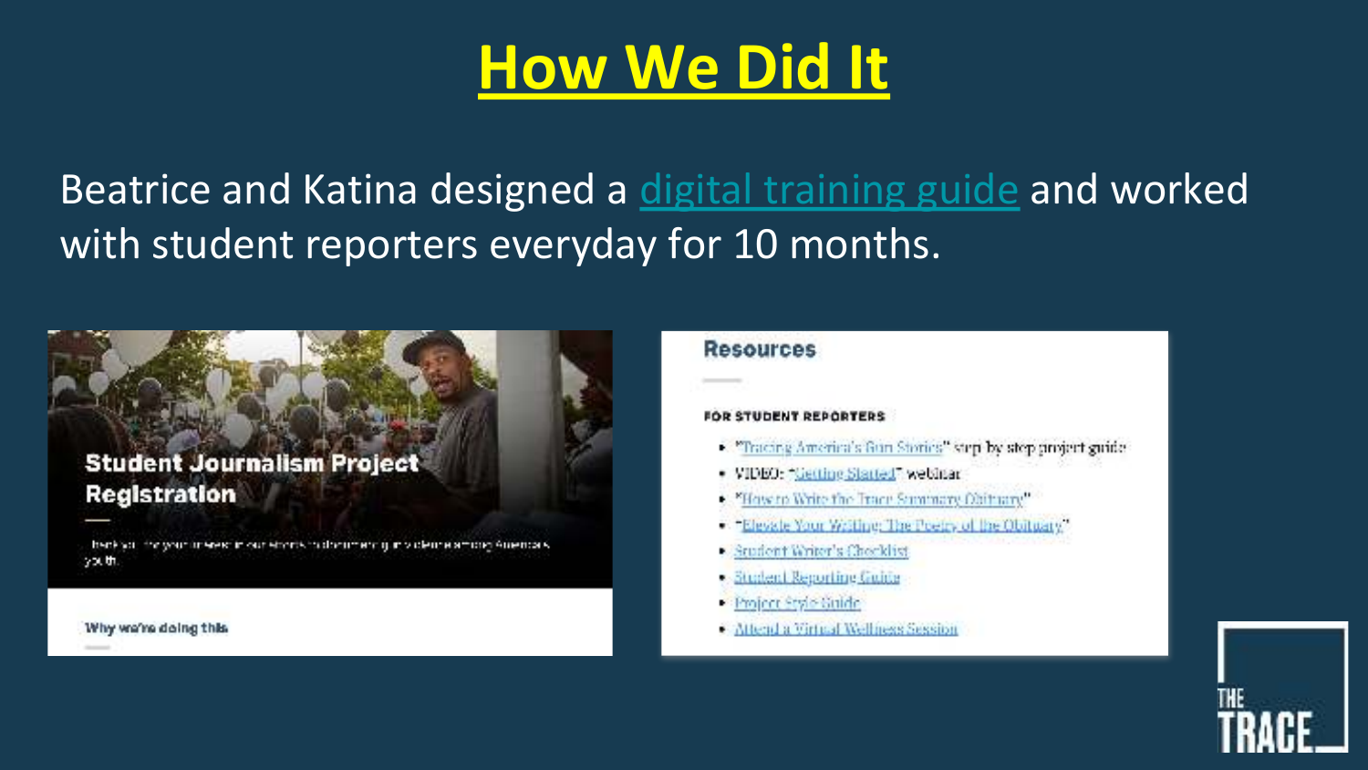# How We Did It

Beatrice and Katina designed a digital training guide and worked with student reporters everyday for 10 months.

**Student Journalism Project Registration**

Thank you for your interest in our efforts to documenting gun violence among America's youth.

Why we're doing this

## Resources

**FOR STUDENT REPORTERS**

- "Tracing America's Gun Stories" step by step project guide
- VIDEO: "Getting Started" webinar
- "How to Write the Trace Summary Obituary"
- "Elevate Your Writing: The Poetry of the Obituary"
- Student Writer's Checklist
- Student Reporting Guide
- Project Style Guide
- Attend a Virtual Wellness Session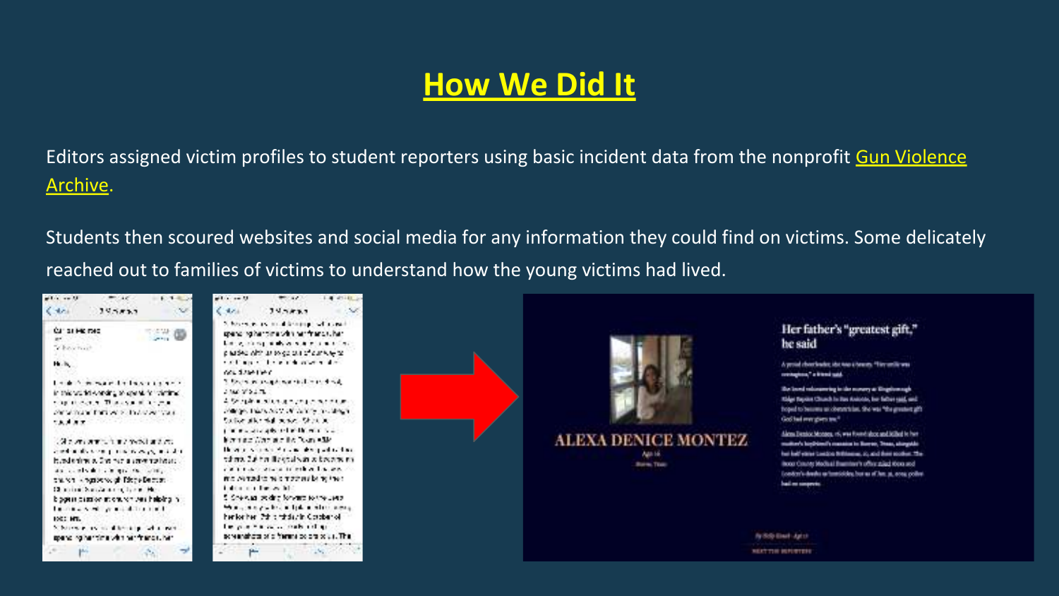# How We Did It

Editors assigned victim profiles to student reporters using basic incident data from the nonprofit Gun Violence Archive.

Students then scoured websites and social media for any information they could find on victims. Some delicately reached out to families of victims to understand how the young victims had lived.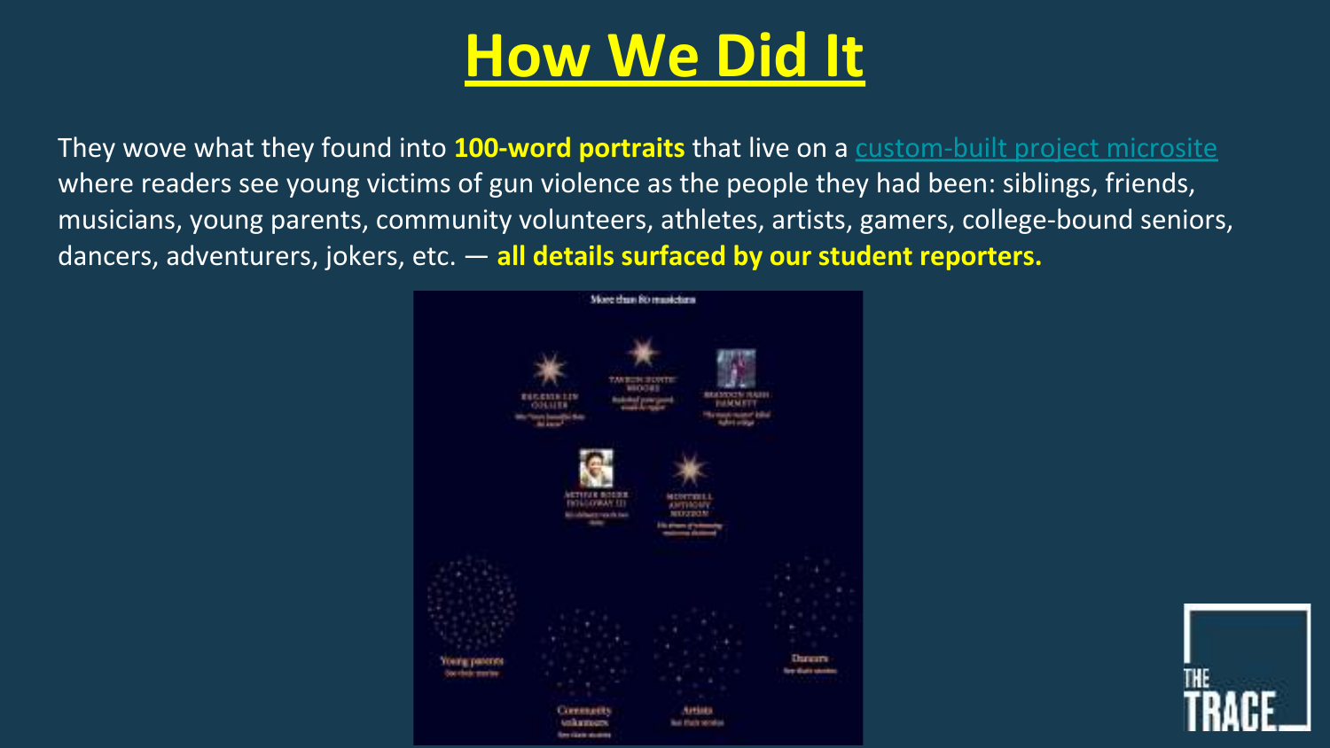# How We Did It

They wove what they found into **100-word portraits** that live on a [custom-built project microsite](custom-built project microsite) where readers see young victims of gun violence as the people they had been: siblings, friends, musicians, young parents, community volunteers, athletes, artists, gamers, college-bound seniors, dancers, adventurers, jokers, etc. — **all details surfaced by our student reporters.**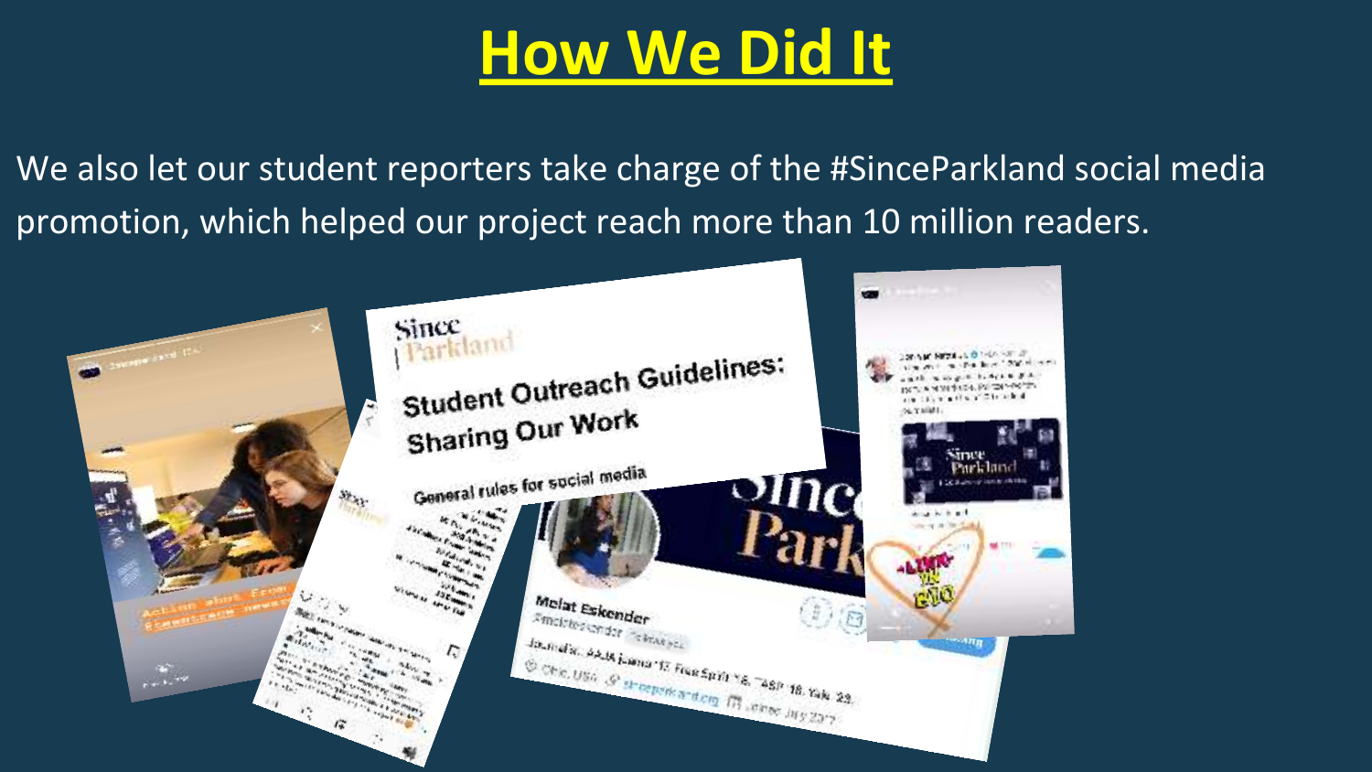# How We Did It

We also let our student reporters take charge of the #SinceParkland social media promotion, which helped our project reach more than 10 million readers.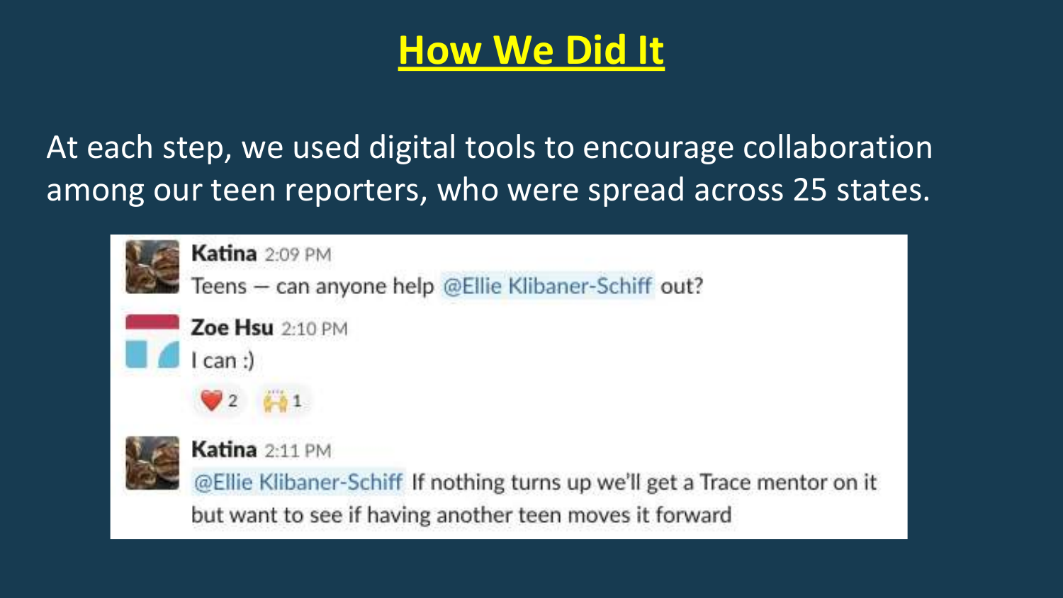# How We Did It

At each step, we used digital tools to encourage collaboration among our teen reporters, who were spread across 25 states.

**Katina** 2:09 PM
Teens — can anyone help @Ellie Klibaner-Schiff out?

**Zoe Hsu** 2:10 PM
I can :)

❤️ 2 🙌 1

**Katina** 2:11 PM
@Ellie Klibaner-Schiff If nothing turns up we'll get a Trace mentor on it but want to see if having another teen moves it forward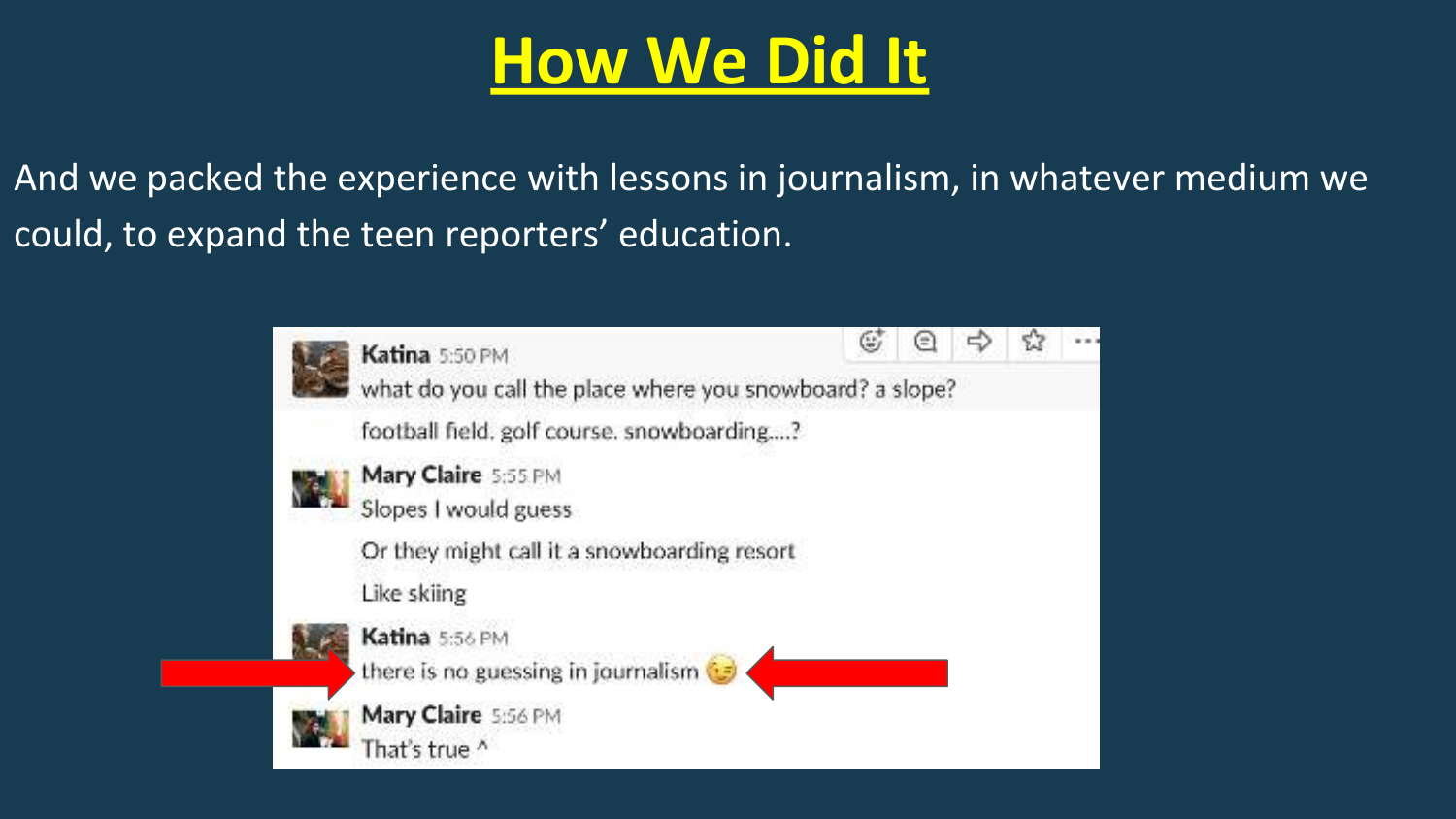# How We Did It

And we packed the experience with lessons in journalism, in whatever medium we could, to expand the teen reporters' education.

**Katina** 5:50 PM
what do you call the place where you snowboard? a slope?

football field. golf course. snowboarding....?

**Mary Claire** 5:55 PM
Slopes I would guess

Or they might call it a snowboarding resort

Like skiing

**Katina** 5:56 PM
there is no guessing in journalism 😉

**Mary Claire** 5:56 PM
That's true ^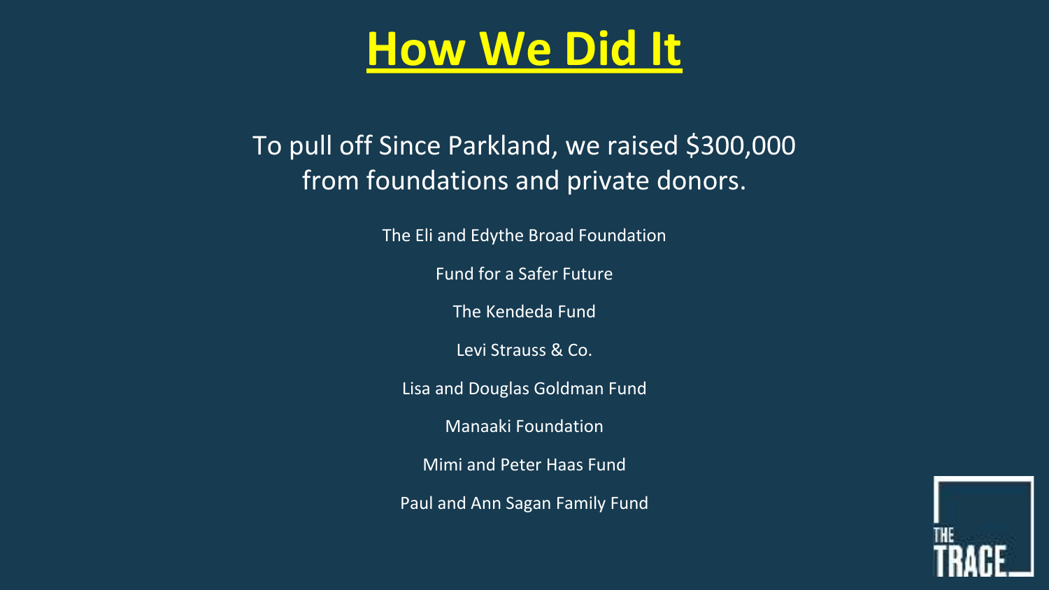# How We Did It

To pull off Since Parkland, we raised $300,000 from foundations and private donors.

The Eli and Edythe Broad Foundation

Fund for a Safer Future

The Kendeda Fund

Levi Strauss & Co.

Lisa and Douglas Goldman Fund

Manaaki Foundation

Mimi and Peter Haas Fund

Paul and Ann Sagan Family Fund

THE TRACE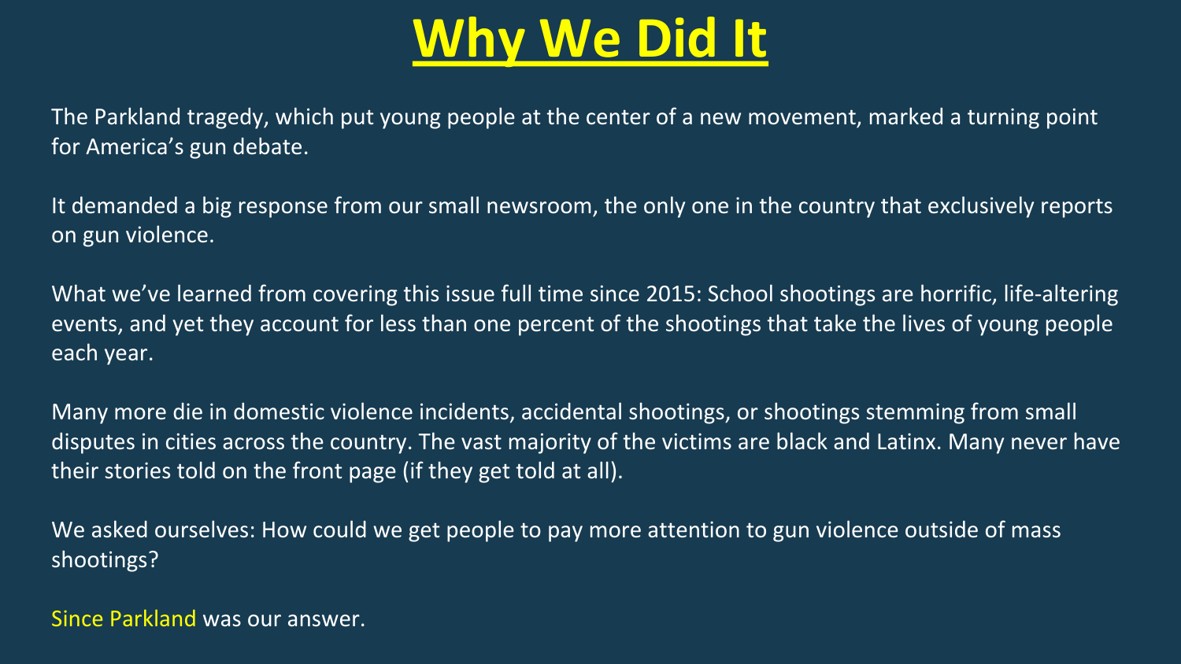# Why We Did It

The Parkland tragedy, which put young people at the center of a new movement, marked a turning point for America's gun debate.

It demanded a big response from our small newsroom, the only one in the country that exclusively reports on gun violence.

What we've learned from covering this issue full time since 2015: School shootings are horrific, life-altering events, and yet they account for less than one percent of the shootings that take the lives of young people each year.

Many more die in domestic violence incidents, accidental shootings, or shootings stemming from small disputes in cities across the country. The vast majority of the victims are black and Latinx. Many never have their stories told on the front page (if they get told at all).

We asked ourselves: How could we get people to pay more attention to gun violence outside of mass shootings?

Since Parkland was our answer.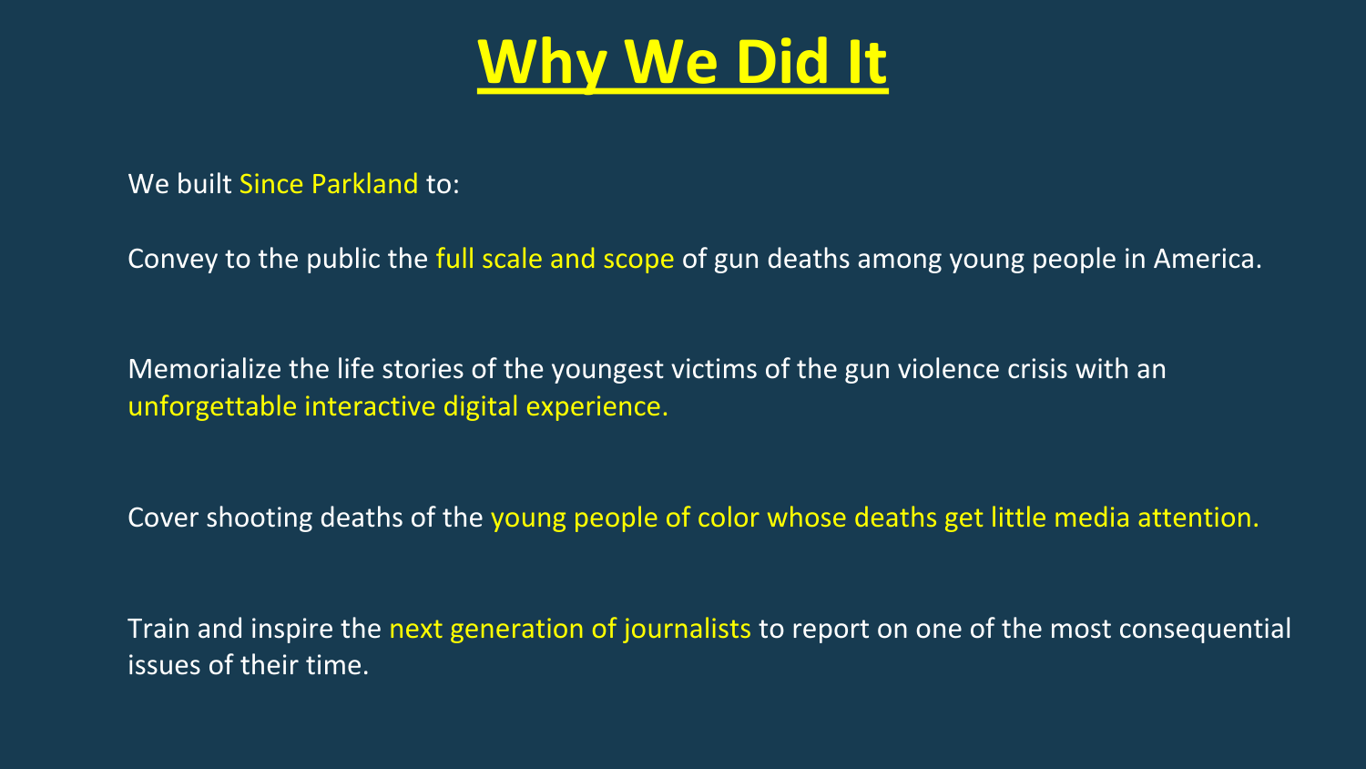# Why We Did It

We built Since Parkland to:

Convey to the public the full scale and scope of gun deaths among young people in America.

Memorialize the life stories of the youngest victims of the gun violence crisis with an unforgettable interactive digital experience.

Cover shooting deaths of the young people of color whose deaths get little media attention.

Train and inspire the next generation of journalists to report on one of the most consequential issues of their time.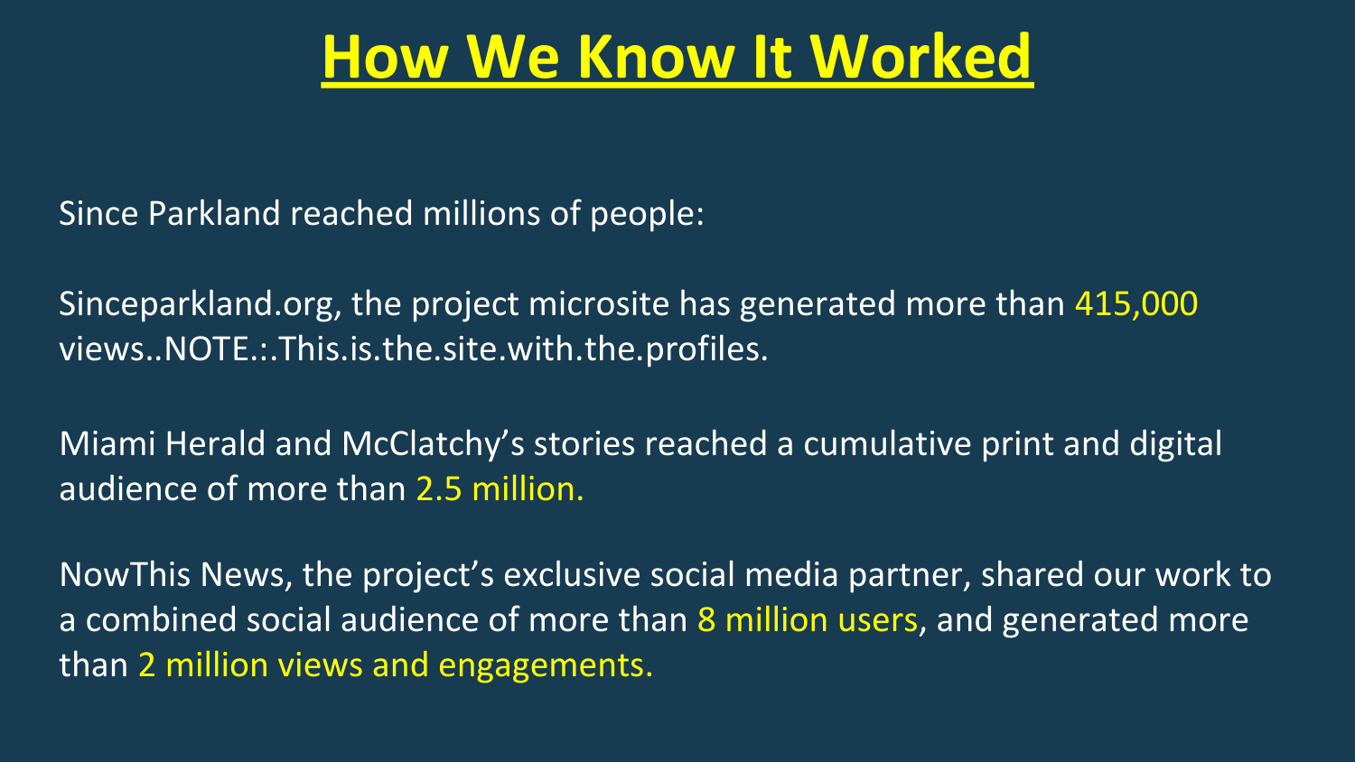# How We Know It Worked

Since Parkland reached millions of people:

Sinceparkland.org, the project microsite has generated more than 415,000 views..NOTE.:.This.is.the.site.with.the.profiles.

Miami Herald and McClatchy's stories reached a cumulative print and digital audience of more than 2.5 million.

NowThis News, the project's exclusive social media partner, shared our work to a combined social audience of more than 8 million users, and generated more than 2 million views and engagements.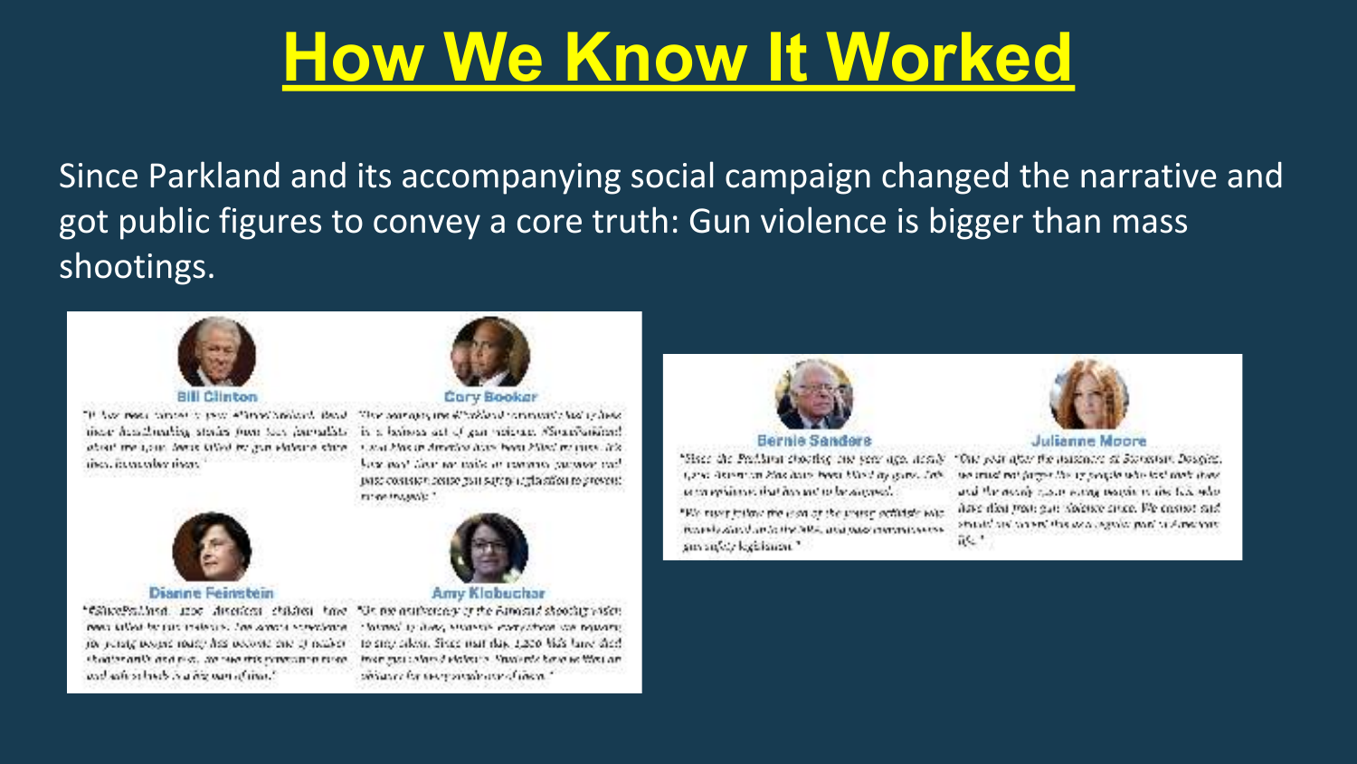# How We Know It Worked

Since Parkland and its accompanying social campaign changed the narrative and got public figures to convey a core truth: Gun violence is bigger than mass shootings.

**Bill Clinton**

**Cory Booker**

**Dianne Feinstein**

**Amy Klobuchar**

**Bernie Sanders**

**Julianne Moore**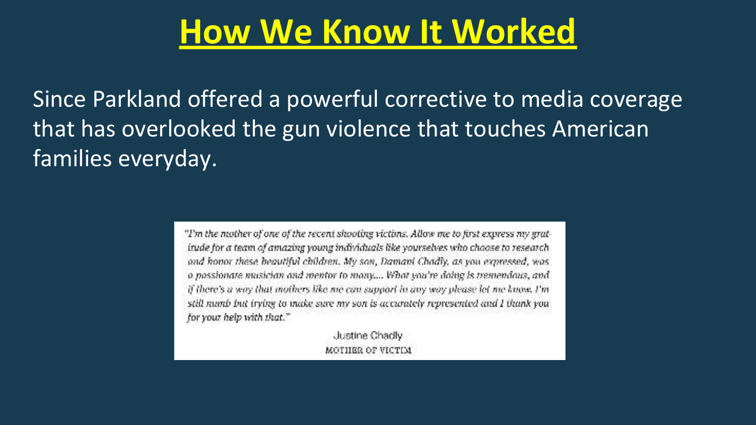# How We Know It Worked

Since Parkland offered a powerful corrective to media coverage that has overlooked the gun violence that touches American families everyday.

> *"I'm the mother of one of the recent shooting victims. Allow me to first express my gratitude for a team of amazing young individuals like yourselves who choose to research and honor these beautiful children. My son, Damani Chadly, as you expressed, was a passionate musician and mentor to many.... What you're doing is tremendous, and if there's a way that mothers like me can support in any way please let me know. I'm still numb but trying to make sure my son is accurately represented and I thank you for your help with that."*
>
> Justine Chadly
> MOTHER OF VICTIM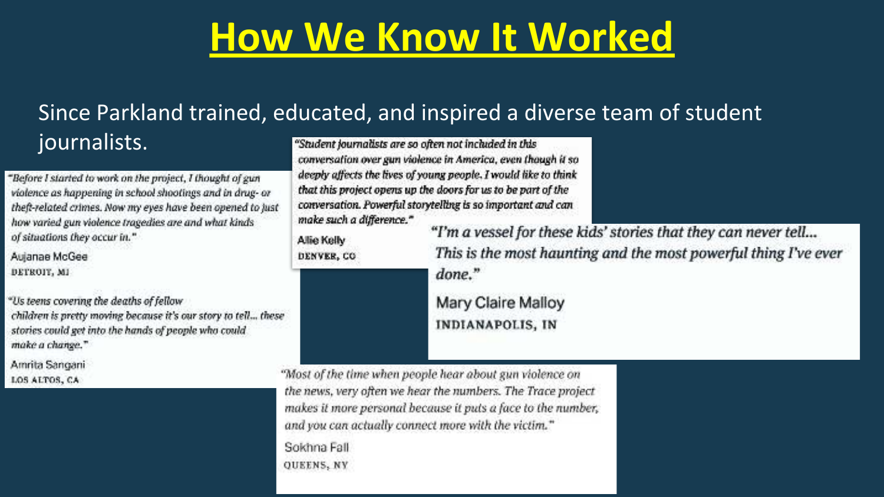# How We Know It Worked

Since Parkland trained, educated, and inspired a diverse team of student journalists.

*"Before I started to work on the project, I thought of gun violence as happening in school shootings and in drug- or theft-related crimes. Now my eyes have been opened to just how varied gun violence tragedies are and what kinds of situations they occur in."*

Aujanae McGee
DETROIT, MI

*"Student journalists are so often not included in this conversation over gun violence in America, even though it so deeply affects the lives of young people. I would like to think that this project opens up the doors for us to be part of the conversation. Powerful storytelling is so important and can make such a difference."*

Allie Kelly
DENVER, CO

*"I'm a vessel for these kids' stories that they can never tell... This is the most haunting and the most powerful thing I've ever done."*

Mary Claire Malloy
INDIANAPOLIS, IN

*"Us teens covering the deaths of fellow children is pretty moving because it's our story to tell... these stories could get into the hands of people who could make a change."*

Amrita Sangani
LOS ALTOS, CA

*"Most of the time when people hear about gun violence on the news, very often we hear the numbers. The Trace project makes it more personal because it puts a face to the number, and you can actually connect more with the victim."*

Sokhna Fall
QUEENS, NY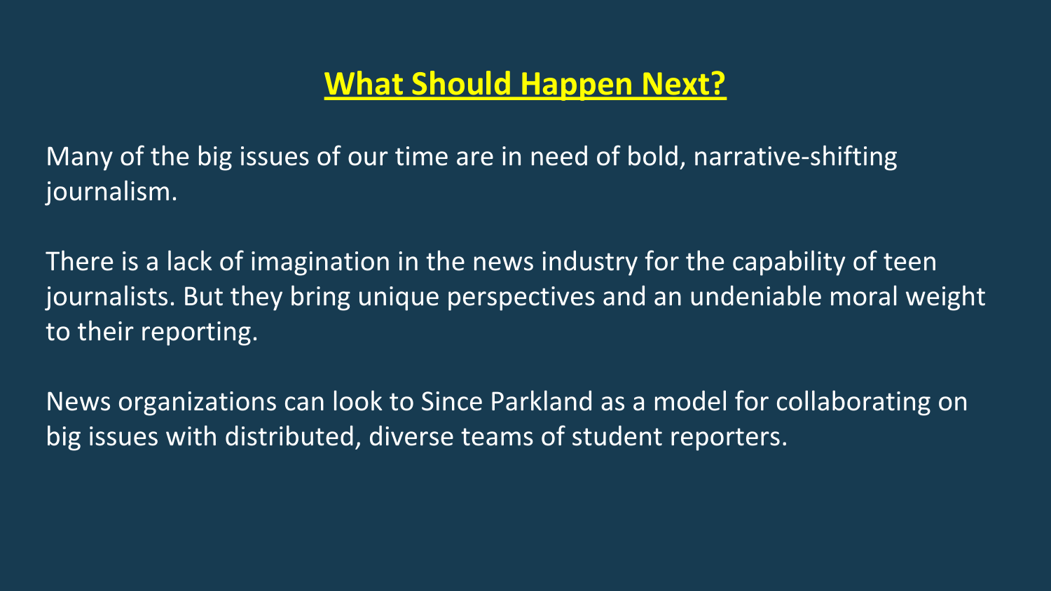## What Should Happen Next?

Many of the big issues of our time are in need of bold, narrative-shifting journalism.

There is a lack of imagination in the news industry for the capability of teen journalists. But they bring unique perspectives and an undeniable moral weight to their reporting.

News organizations can look to Since Parkland as a model for collaborating on big issues with distributed, diverse teams of student reporters.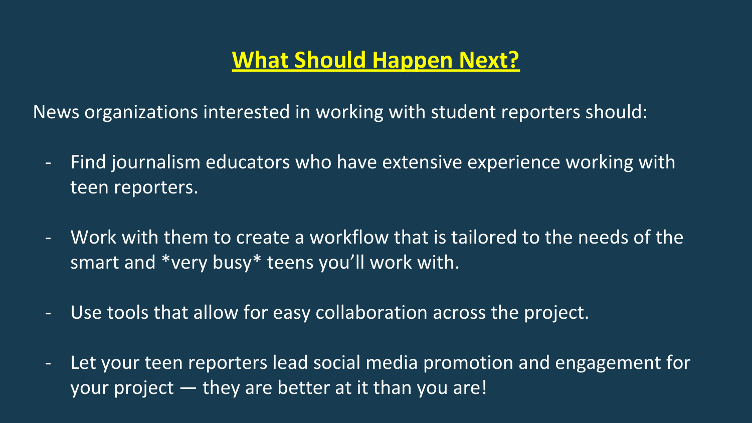# What Should Happen Next?

News organizations interested in working with student reporters should:

- Find journalism educators who have extensive experience working with teen reporters.

- Work with them to create a workflow that is tailored to the needs of the smart and *very busy* teens you'll work with.

- Use tools that allow for easy collaboration across the project.

- Let your teen reporters lead social media promotion and engagement for your project — they are better at it than you are!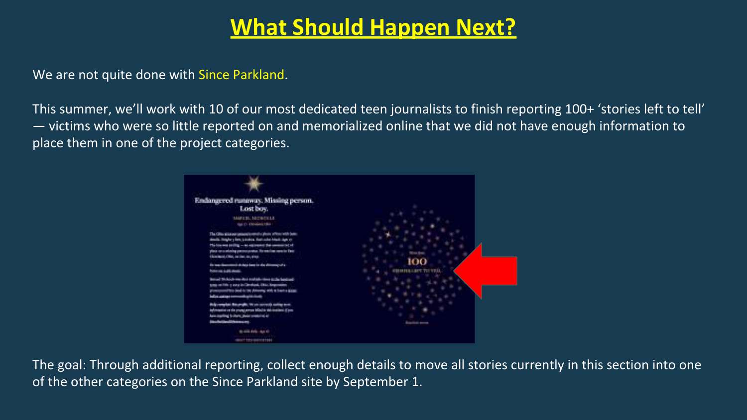# What Should Happen Next?

We are not quite done with Since Parkland.

This summer, we'll work with 10 of our most dedicated teen journalists to finish reporting 100+ 'stories left to tell' — victims who were so little reported on and memorialized online that we did not have enough information to place them in one of the project categories.

The goal: Through additional reporting, collect enough details to move all stories currently in this section into one of the other categories on the Since Parkland site by September 1.